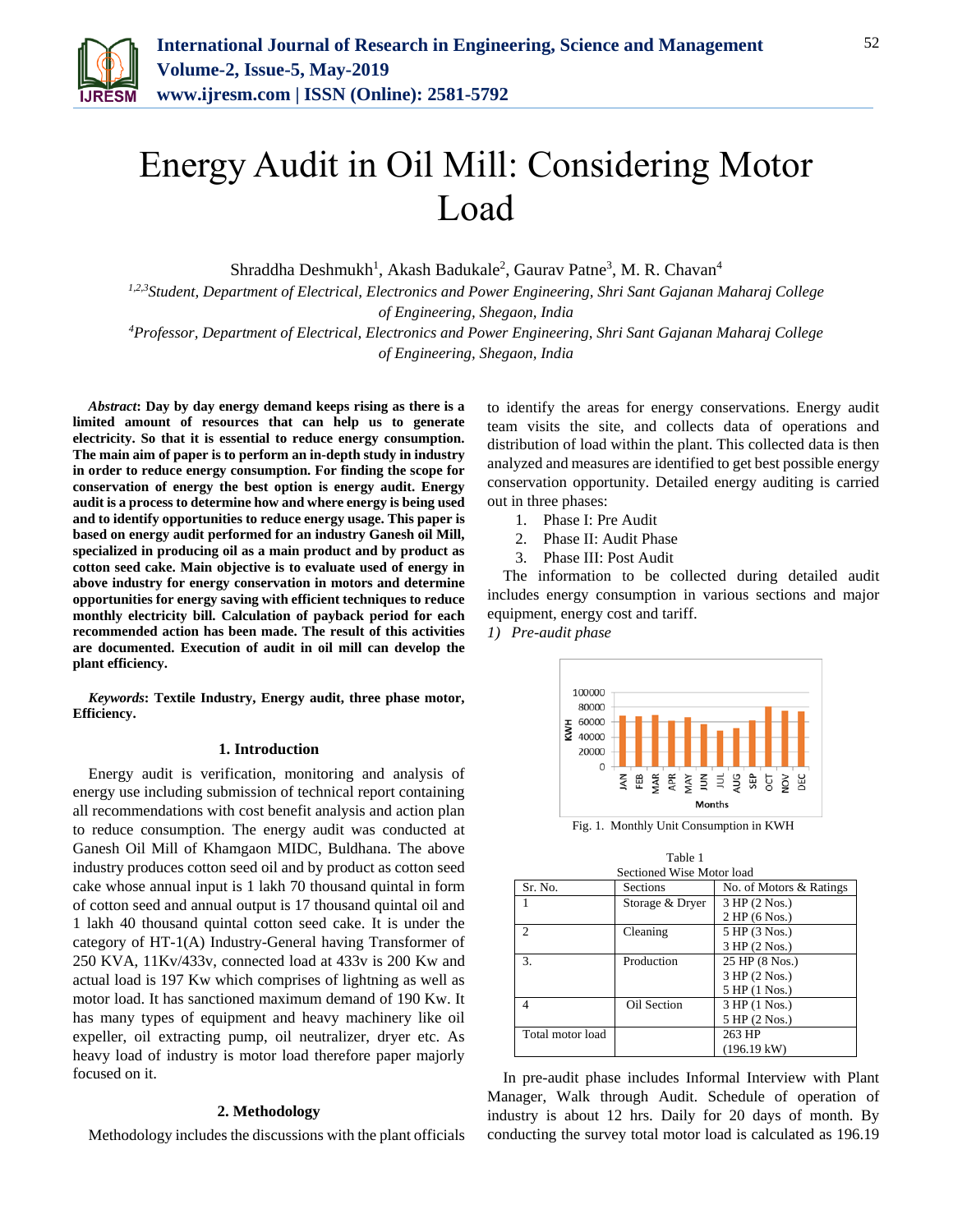# Energy Audit in Oil Mill: Considering Motor Load

Shraddha Deshmukh[1], Akash Badukale[2], Gaurav Patne[3], M. R. Chavan[4]

[1,2,3]*Student, Department of Electrical, Electronics and Power Engineering, Shri Sant Gajanan Maharaj College of Engineering, Shegaon, India*

[4]*Professor, Department of Electrical, Electronics and Power Engineering, Shri Sant Gajanan Maharaj College of Engineering, Shegaon, India*

***Abstract*: Day by day energy demand keeps rising as there is a limited amount of resources that can help us to generate electricity. So that it is essential to reduce energy consumption. The main aim of paper is to perform an in-depth study in industry in order to reduce energy consumption. For finding the scope for conservation of energy the best option is energy audit. Energy audit is a process to determine how and where energy is being used and to identify opportunities to reduce energy usage. This paper is based on energy audit performed for an industry Ganesh oil Mill, specialized in producing oil as a main product and by product as cotton seed cake. Main objective is to evaluate used of energy in above industry for energy conservation in motors and determine opportunities for energy saving with efficient techniques to reduce monthly electricity bill. Calculation of payback period for each recommended action has been made. The result of this activities are documented. Execution of audit in oil mill can develop the plant efficiency.**

***Keywords*: Textile Industry, Energy audit, three phase motor, Efficiency.**

## 1. Introduction

Energy audit is verification, monitoring and analysis of energy use including submission of technical report containing all recommendations with cost benefit analysis and action plan to reduce consumption. The energy audit was conducted at Ganesh Oil Mill of Khamgaon MIDC, Buldhana. The above industry produces cotton seed oil and by product as cotton seed cake whose annual input is 1 lakh 70 thousand quintal in form of cotton seed and annual output is 17 thousand quintal oil and 1 lakh 40 thousand quintal cotton seed cake. It is under the category of HT-1(A) Industry-General having Transformer of 250 KVA, 11Kv/433v, connected load at 433v is 200 Kw and actual load is 197 Kw which comprises of lightning as well as motor load. It has sanctioned maximum demand of 190 Kw. It has many types of equipment and heavy machinery like oil expeller, oil extracting pump, oil neutralizer, dryer etc. As heavy load of industry is motor load therefore paper majorly focused on it.

## 2. Methodology

Methodology includes the discussions with the plant officials to identify the areas for energy conservations. Energy audit team visits the site, and collects data of operations and distribution of load within the plant. This collected data is then analyzed and measures are identified to get best possible energy conservation opportunity. Detailed energy auditing is carried out in three phases:

1. Phase I: Pre Audit
2. Phase II: Audit Phase
3. Phase III: Post Audit

The information to be collected during detailed audit includes energy consumption in various sections and major equipment, energy cost and tariff.

*1) Pre-audit phase*

Fig. 1. Monthly Unit Consumption in KWH

Table 1
Sectioned Wise Motor load

| Sr. No. | Sections | No. of Motors & Ratings |
|---|---|---|
| 1 | Storage & Dryer | 3 HP (2 Nos.)<br>2 HP (6 Nos.) |
| 2 | Cleaning | 5 HP (3 Nos.)<br>3 HP (2 Nos.) |
| 3. | Production | 25 HP (8 Nos.)<br>3 HP (2 Nos.)<br>5 HP (1 Nos.) |
| 4 | Oil Section | 3 HP (1 Nos.)<br>5 HP (2 Nos.) |
| Total motor load | | 263 HP<br>(196.19 kW) |

In pre-audit phase includes Informal Interview with Plant Manager, Walk through Audit. Schedule of operation of industry is about 12 hrs. Daily for 20 days of month. By conducting the survey total motor load is calculated as 196.19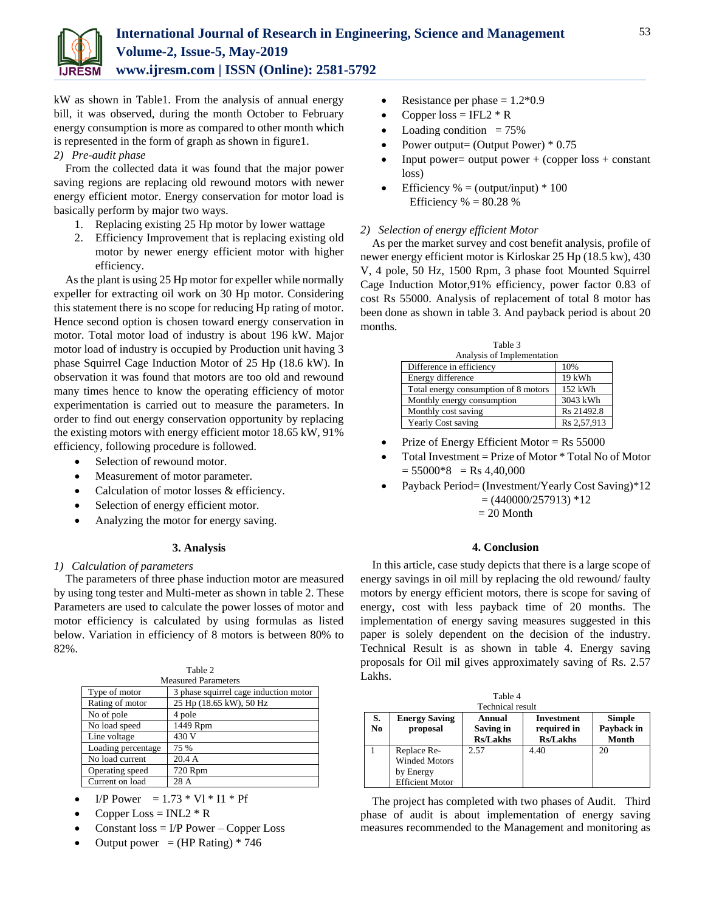kW as shown in Table1. From the analysis of annual energy bill, it was observed, during the month October to February energy consumption is more as compared to other month which is represented in the form of graph as shown in figure1.

*2) Pre-audit phase*

From the collected data it was found that the major power saving regions are replacing old rewound motors with newer energy efficient motor. Energy conservation for motor load is basically perform by major two ways.

1. Replacing existing 25 Hp motor by lower wattage
2. Efficiency Improvement that is replacing existing old motor by newer energy efficient motor with higher efficiency.

As the plant is using 25 Hp motor for expeller while normally expeller for extracting oil work on 30 Hp motor. Considering this statement there is no scope for reducing Hp rating of motor. Hence second option is chosen toward energy conservation in motor. Total motor load of industry is about 196 kW. Major motor load of industry is occupied by Production unit having 3 phase Squirrel Cage Induction Motor of 25 Hp (18.6 kW). In observation it was found that motors are too old and rewound many times hence to know the operating efficiency of motor experimentation is carried out to measure the parameters. In order to find out energy conservation opportunity by replacing the existing motors with energy efficient motor 18.65 kW, 91% efficiency, following procedure is followed.

- Selection of rewound motor.
- Measurement of motor parameter.
- Calculation of motor losses & efficiency.
- Selection of energy efficient motor.
- Analyzing the motor for energy saving.

## 3. Analysis

*1) Calculation of parameters*

The parameters of three phase induction motor are measured by using tong tester and Multi-meter as shown in table 2. These Parameters are used to calculate the power losses of motor and motor efficiency is calculated by using formulas as listed below. Variation in efficiency of 8 motors is between 80% to 82%.

Table 2
Measured Parameters

| | |
|---|---|
| Type of motor | 3 phase squirrel cage induction motor |
| Rating of motor | 25 Hp (18.65 kW), 50 Hz |
| No of pole | 4 pole |
| No load speed | 1449 Rpm |
| Line voltage | 430 V |
| Loading percentage | 75 % |
| No load current | 20.4 A |
| Operating speed | 720 Rpm |
| Current on load | 28 A |

- I/P Power = 1.73 * Vl * I1 * Pf
- Copper Loss = INL2 * R
- Constant loss = I/P Power – Copper Loss
- Output power = (HP Rating) * 746
- Resistance per phase = 1.2*0.9
- Copper loss = IFL2 * R
- Loading condition = 75%
- Power output= (Output Power) * 0.75
- Input power= output power + (copper loss + constant loss)
- Efficiency % = (output/input) * 100
  Efficiency % = 80.28 %

*2) Selection of energy efficient Motor*

As per the market survey and cost benefit analysis, profile of newer energy efficient motor is Kirloskar 25 Hp (18.5 kw), 430 V, 4 pole, 50 Hz, 1500 Rpm, 3 phase foot Mounted Squirrel Cage Induction Motor,91% efficiency, power factor 0.83 of cost Rs 55000. Analysis of replacement of total 8 motor has been done as shown in table 3. And payback period is about 20 months.

Table 3
Analysis of Implementation

| | |
|---|---|
| Difference in efficiency | 10% |
| Energy difference | 19 kWh |
| Total energy consumption of 8 motors | 152 kWh |
| Monthly energy consumption | 3043 kWh |
| Monthly cost saving | Rs 21492.8 |
| Yearly Cost saving | Rs 2,57,913 |

- Prize of Energy Efficient Motor = Rs 55000
- Total Investment = Prize of Motor * Total No of Motor = 55000*8 = Rs 4,40,000
- Payback Period= (Investment/Yearly Cost Saving)*12
  = (440000/257913) *12
  = 20 Month

## 4. Conclusion

In this article, case study depicts that there is a large scope of energy savings in oil mill by replacing the old rewound/ faulty motors by energy efficient motors, there is scope for saving of energy, cost with less payback time of 20 months. The implementation of energy saving measures suggested in this paper is solely dependent on the decision of the industry. Technical Result is as shown in table 4. Energy saving proposals for Oil mil gives approximately saving of Rs. 2.57 Lakhs.

Table 4
Technical result

| S. No | Energy Saving proposal | Annual Saving in Rs/Lakhs | Investment required in Rs/Lakhs | Simple Payback in Month |
|---|---|---|---|---|
| 1 | Replace Re-Winded Motors by Energy Efficient Motor | 2.57 | 4.40 | 20 |

The project has completed with two phases of Audit. Third phase of audit is about implementation of energy saving measures recommended to the Management and monitoring as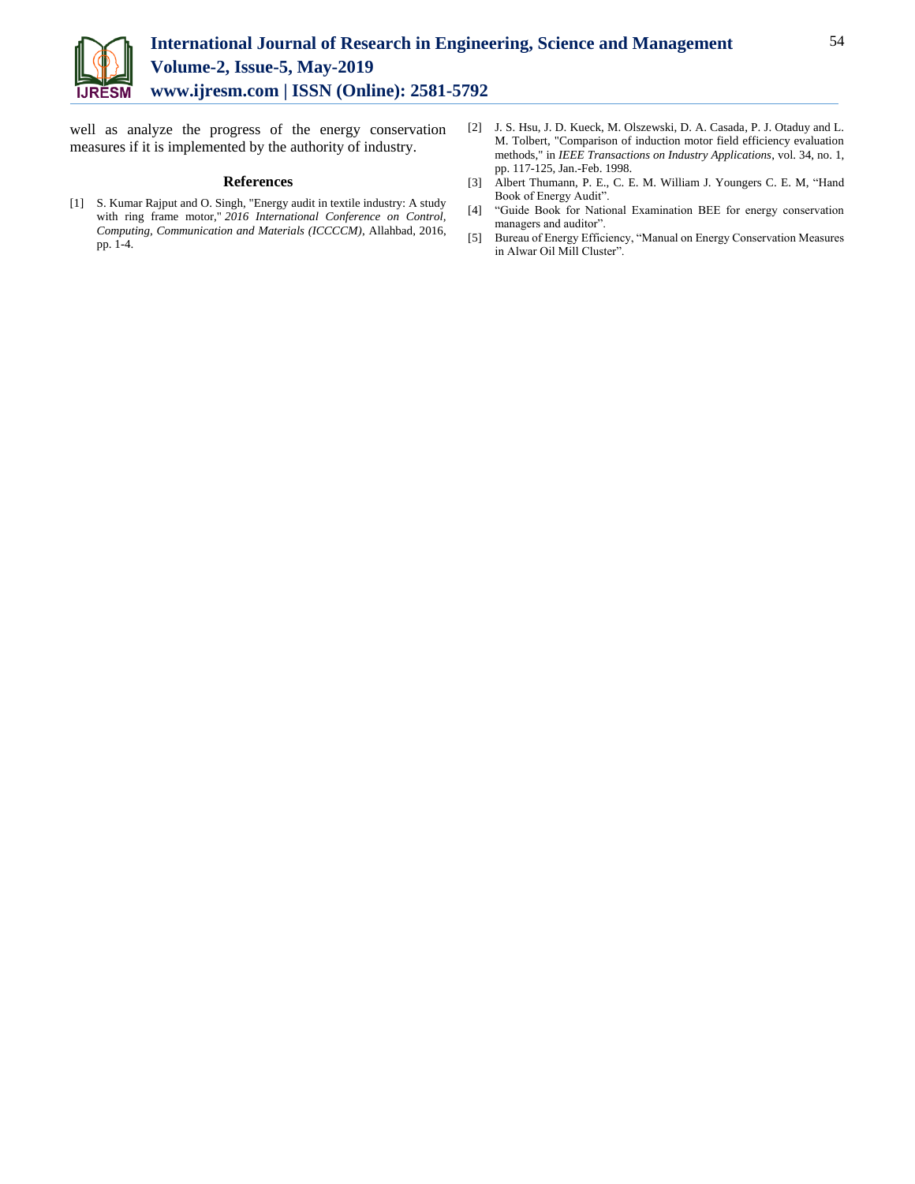well as analyze the progress of the energy conservation measures if it is implemented by the authority of industry.

## References

[1] S. Kumar Rajput and O. Singh, "Energy audit in textile industry: A study with ring frame motor," *2016 International Conference on Control, Computing, Communication and Materials (ICCCCM)*, Allahbad, 2016, pp. 1-4.

[2] J. S. Hsu, J. D. Kueck, M. Olszewski, D. A. Casada, P. J. Otaduy and L. M. Tolbert, "Comparison of induction motor field efficiency evaluation methods," in *IEEE Transactions on Industry Applications*, vol. 34, no. 1, pp. 117-125, Jan.-Feb. 1998.

[3] Albert Thumann, P. E., C. E. M. William J. Youngers C. E. M, "Hand Book of Energy Audit".

[4] "Guide Book for National Examination BEE for energy conservation managers and auditor".

[5] Bureau of Energy Efficiency, "Manual on Energy Conservation Measures in Alwar Oil Mill Cluster".